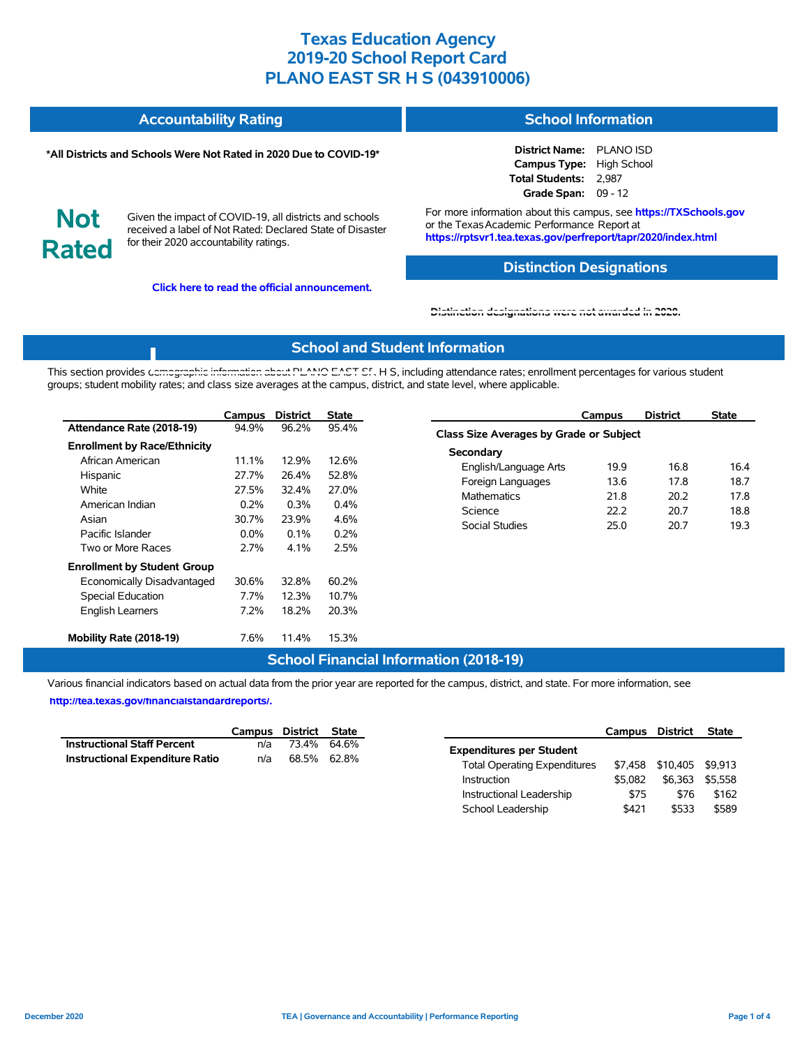# Texas Education Agency
# 2019-20 School Report Card
# PLANO EAST SR H S (043910006)

## Accountability Rating

**\*All Districts and Schools Were Not Rated in 2020 Due to COVID-19\***

**Not Rated**

Given the impact of COVID-19, all districts and schools received a label of Not Rated: Declared State of Disaster for their 2020 accountability ratings.

**Click here to read the official announcement.**

## School Information

**District Name:** PLANO ISD
**Campus Type:** High School
**Total Students:** 2,987
**Grade Span:** 09 - 12

For more information about this campus, see **https://TXSchools.gov** or the Texas Academic Performance Report at **https://rptsvr1.tea.texas.gov/perfreport/tapr/2020/index.html**

## Distinction Designations

Distinction designations were not awarded in 2020.

## School and Student Information

This section provides demographic information about PLANO EAST SR H S, including attendance rates; enrollment percentages for various student groups; student mobility rates; and class size averages at the campus, district, and state level, where applicable.

| | Campus | District | State |
|---|---|---|---|
| **Attendance Rate (2018-19)** | 94.9% | 96.2% | 95.4% |
| **Enrollment by Race/Ethnicity** | | | |
| African American | 11.1% | 12.9% | 12.6% |
| Hispanic | 27.7% | 26.4% | 52.8% |
| White | 27.5% | 32.4% | 27.0% |
| American Indian | 0.2% | 0.3% | 0.4% |
| Asian | 30.7% | 23.9% | 4.6% |
| Pacific Islander | 0.0% | 0.1% | 0.2% |
| Two or More Races | 2.7% | 4.1% | 2.5% |
| **Enrollment by Student Group** | | | |
| Economically Disadvantaged | 30.6% | 32.8% | 60.2% |
| Special Education | 7.7% | 12.3% | 10.7% |
| English Learners | 7.2% | 18.2% | 20.3% |
| **Mobility Rate (2018-19)** | 7.6% | 11.4% | 15.3% |

| | Campus | District | State |
|---|---|---|---|
| **Class Size Averages by Grade or Subject** | | | |
| **Secondary** | | | |
| English/Language Arts | 19.9 | 16.8 | 16.4 |
| Foreign Languages | 13.6 | 17.8 | 18.7 |
| Mathematics | 21.8 | 20.2 | 17.8 |
| Science | 22.2 | 20.7 | 18.8 |
| Social Studies | 25.0 | 20.7 | 19.3 |

## School Financial Information (2018-19)

Various financial indicators based on actual data from the prior year are reported for the campus, district, and state. For more information, see **http://tea.texas.gov/financialstandardreports/.**

| | Campus | District | State |
|---|---|---|---|
| **Instructional Staff Percent** | n/a | 73.4% | 64.6% |
| **Instructional Expenditure Ratio** | n/a | 68.5% | 62.8% |

| | Campus | District | State |
|---|---|---|---|
| **Expenditures per Student** | | | |
| Total Operating Expenditures | $7,458 | $10,405 | $9,913 |
| Instruction | $5,082 | $6,363 | $5,558 |
| Instructional Leadership | $75 | $76 | $162 |
| School Leadership | $421 | $533 | $589 |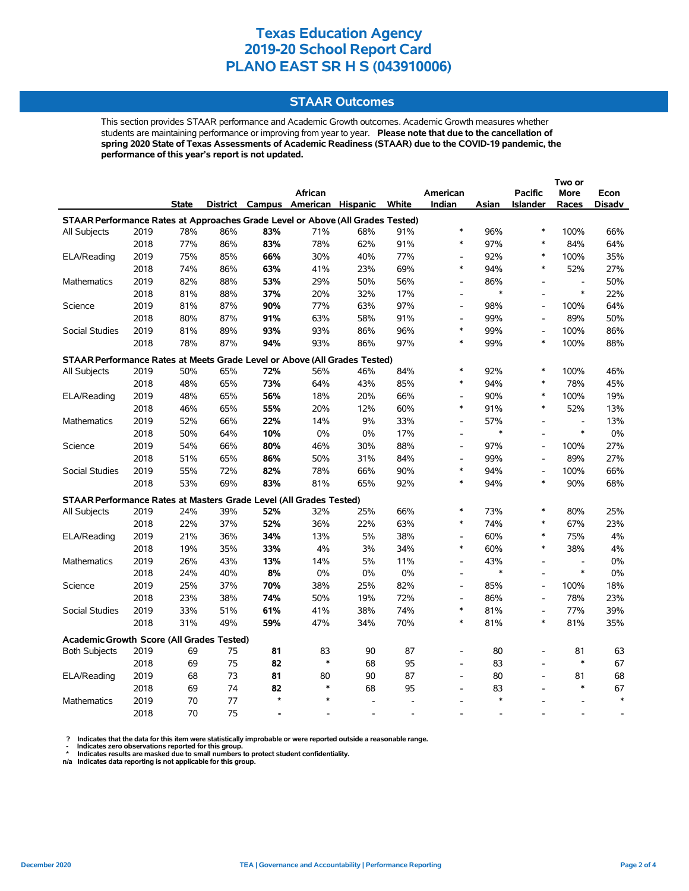# Texas Education Agency
# 2019-20 School Report Card
# PLANO EAST SR H S (043910006)

## STAAR Outcomes

This section provides STAAR performance and Academic Growth outcomes. Academic Growth measures whether students are maintaining performance or improving from year to year. **Please note that due to the cancellation of spring 2020 State of Texas Assessments of Academic Readiness (STAAR) due to the COVID-19 pandemic, the performance of this year's report is not updated.**

| | | State | District | Campus | African American | Hispanic | White | American Indian | Asian | Pacific Islander | Two or More Races | Econ Disadv |
|---|---|---|---|---|---|---|---|---|---|---|---|---|
| **STAAR Performance Rates at Approaches Grade Level or Above (All Grades Tested)** | | | | | | | | | | | | |
| All Subjects | 2019 | 78% | 86% | **83%** | 71% | 68% | 91% | * | 96% | * | 100% | 66% |
| | 2018 | 77% | 86% | **83%** | 78% | 62% | 91% | * | 97% | * | 84% | 64% |
| ELA/Reading | 2019 | 75% | 85% | **66%** | 30% | 40% | 77% | - | 92% | * | 100% | 35% |
| | 2018 | 74% | 86% | **63%** | 41% | 23% | 69% | * | 94% | * | 52% | 27% |
| Mathematics | 2019 | 82% | 88% | **53%** | 29% | 50% | 56% | - | 86% | - | - | 50% |
| | 2018 | 81% | 88% | **37%** | 20% | 32% | 17% | - | * | - | * | 22% |
| Science | 2019 | 81% | 87% | **90%** | 77% | 63% | 97% | - | 98% | - | 100% | 64% |
| | 2018 | 80% | 87% | **91%** | 63% | 58% | 91% | - | 99% | - | 89% | 50% |
| Social Studies | 2019 | 81% | 89% | **93%** | 93% | 86% | 96% | * | 99% | - | 100% | 86% |
| | 2018 | 78% | 87% | **94%** | 93% | 86% | 97% | * | 99% | * | 100% | 88% |
| **STAAR Performance Rates at Meets Grade Level or Above (All Grades Tested)** | | | | | | | | | | | | |
| All Subjects | 2019 | 50% | 65% | **72%** | 56% | 46% | 84% | * | 92% | * | 100% | 46% |
| | 2018 | 48% | 65% | **73%** | 64% | 43% | 85% | * | 94% | * | 78% | 45% |
| ELA/Reading | 2019 | 48% | 65% | **56%** | 18% | 20% | 66% | - | 90% | * | 100% | 19% |
| | 2018 | 46% | 65% | **55%** | 20% | 12% | 60% | * | 91% | * | 52% | 13% |
| Mathematics | 2019 | 52% | 66% | **22%** | 14% | 9% | 33% | - | 57% | - | - | 13% |
| | 2018 | 50% | 64% | **10%** | 0% | 0% | 17% | - | * | - | * | 0% |
| Science | 2019 | 54% | 66% | **80%** | 46% | 30% | 88% | - | 97% | - | 100% | 27% |
| | 2018 | 51% | 65% | **86%** | 50% | 31% | 84% | - | 99% | - | 89% | 27% |
| Social Studies | 2019 | 55% | 72% | **82%** | 78% | 66% | 90% | * | 94% | - | 100% | 66% |
| | 2018 | 53% | 69% | **83%** | 81% | 65% | 92% | * | 94% | * | 90% | 68% |
| **STAAR Performance Rates at Masters Grade Level (All Grades Tested)** | | | | | | | | | | | | |
| All Subjects | 2019 | 24% | 39% | **52%** | 32% | 25% | 66% | * | 73% | * | 80% | 25% |
| | 2018 | 22% | 37% | **52%** | 36% | 22% | 63% | * | 74% | * | 67% | 23% |
| ELA/Reading | 2019 | 21% | 36% | **34%** | 13% | 5% | 38% | - | 60% | * | 75% | 4% |
| | 2018 | 19% | 35% | **33%** | 4% | 3% | 34% | * | 60% | * | 38% | 4% |
| Mathematics | 2019 | 26% | 43% | **13%** | 14% | 5% | 11% | - | 43% | - | - | 0% |
| | 2018 | 24% | 40% | **8%** | 0% | 0% | 0% | - | * | - | * | 0% |
| Science | 2019 | 25% | 37% | **70%** | 38% | 25% | 82% | - | 85% | - | 100% | 18% |
| | 2018 | 23% | 38% | **74%** | 50% | 19% | 72% | - | 86% | - | 78% | 23% |
| Social Studies | 2019 | 33% | 51% | **61%** | 41% | 38% | 74% | * | 81% | - | 77% | 39% |
| | 2018 | 31% | 49% | **59%** | 47% | 34% | 70% | * | 81% | * | 81% | 35% |
| **Academic Growth Score (All Grades Tested)** | | | | | | | | | | | | |
| Both Subjects | 2019 | 69 | 75 | **81** | 83 | 90 | 87 | - | 80 | - | 81 | 63 |
| | 2018 | 69 | 75 | **82** | * | 68 | 95 | - | 83 | - | * | 67 |
| ELA/Reading | 2019 | 68 | 73 | **81** | 80 | 90 | 87 | - | 80 | - | 81 | 68 |
| | 2018 | 69 | 74 | **82** | * | 68 | 95 | - | 83 | - | * | 67 |
| Mathematics | 2019 | 70 | 77 | ***** | * | - | - | - | * | - | - | * |
| | 2018 | 70 | 75 | **-** | - | - | - | - | - | - | - | - |

? Indicates that the data for this item were statistically improbable or were reported outside a reasonable range.
- Indicates zero observations reported for this group.
* Indicates results are masked due to small numbers to protect student confidentiality.
n/a Indicates data reporting is not applicable for this group.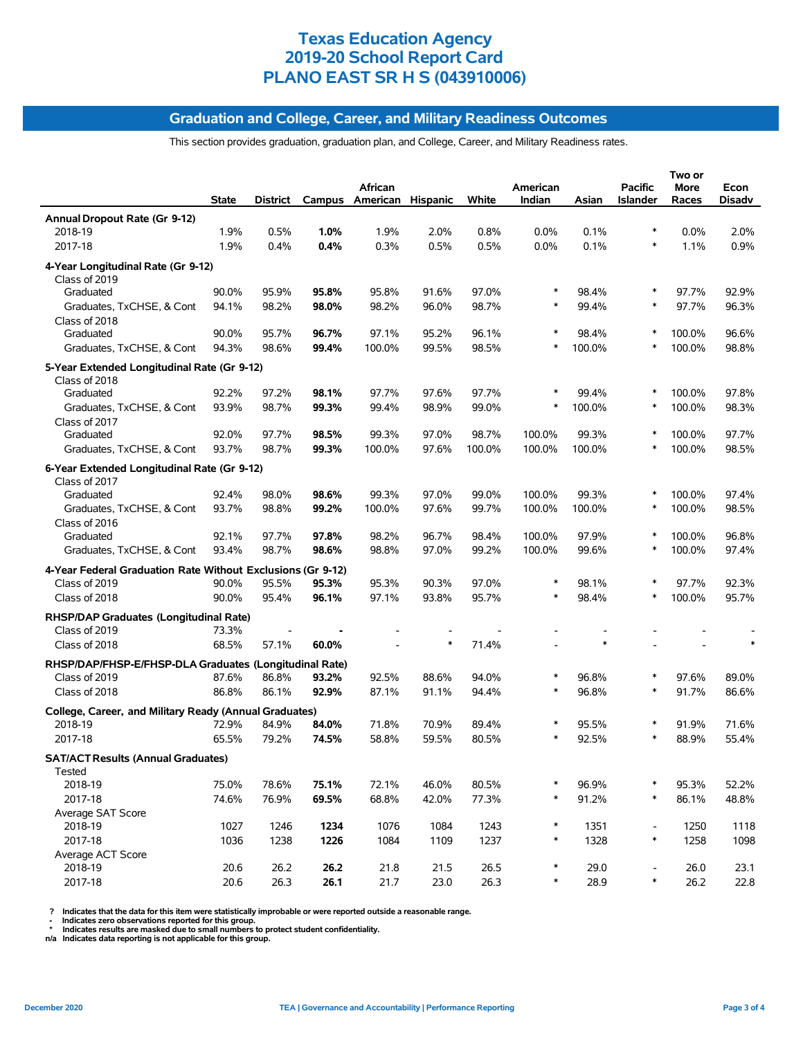# Texas Education Agency
# 2019-20 School Report Card
# PLANO EAST SR H S (043910006)

## Graduation and College, Career, and Military Readiness Outcomes

This section provides graduation, graduation plan, and College, Career, and Military Readiness rates.

| | State | District | Campus | African American | Hispanic | White | American Indian | Asian | Pacific Islander | Two or More Races | Econ Disadv |
|---|---|---|---|---|---|---|---|---|---|---|---|
| **Annual Dropout Rate (Gr 9-12)** | | | | | | | | | | | |
| 2018-19 | 1.9% | 0.5% | **1.0%** | 1.9% | 2.0% | 0.8% | 0.0% | 0.1% | * | 0.0% | 2.0% |
| 2017-18 | 1.9% | 0.4% | **0.4%** | 0.3% | 0.5% | 0.5% | 0.0% | 0.1% | * | 1.1% | 0.9% |
| **4-Year Longitudinal Rate (Gr 9-12)** | | | | | | | | | | | |
| Class of 2019 | | | | | | | | | | | |
| Graduated | 90.0% | 95.9% | **95.8%** | 95.8% | 91.6% | 97.0% | * | 98.4% | * | 97.7% | 92.9% |
| Graduates, TxCHSE, & Cont | 94.1% | 98.2% | **98.0%** | 98.2% | 96.0% | 98.7% | * | 99.4% | * | 97.7% | 96.3% |
| Class of 2018 | | | | | | | | | | | |
| Graduated | 90.0% | 95.7% | **96.7%** | 97.1% | 95.2% | 96.1% | * | 98.4% | * | 100.0% | 96.6% |
| Graduates, TxCHSE, & Cont | 94.3% | 98.6% | **99.4%** | 100.0% | 99.5% | 98.5% | * | 100.0% | * | 100.0% | 98.8% |
| **5-Year Extended Longitudinal Rate (Gr 9-12)** | | | | | | | | | | | |
| Class of 2018 | | | | | | | | | | | |
| Graduated | 92.2% | 97.2% | **98.1%** | 97.7% | 97.6% | 97.7% | * | 99.4% | * | 100.0% | 97.8% |
| Graduates, TxCHSE, & Cont | 93.9% | 98.7% | **99.3%** | 99.4% | 98.9% | 99.0% | * | 100.0% | * | 100.0% | 98.3% |
| Class of 2017 | | | | | | | | | | | |
| Graduated | 92.0% | 97.7% | **98.5%** | 99.3% | 97.0% | 98.7% | 100.0% | 99.3% | * | 100.0% | 97.7% |
| Graduates, TxCHSE, & Cont | 93.7% | 98.7% | **99.3%** | 100.0% | 97.6% | 100.0% | 100.0% | 100.0% | * | 100.0% | 98.5% |
| **6-Year Extended Longitudinal Rate (Gr 9-12)** | | | | | | | | | | | |
| Class of 2017 | | | | | | | | | | | |
| Graduated | 92.4% | 98.0% | **98.6%** | 99.3% | 97.0% | 99.0% | 100.0% | 99.3% | * | 100.0% | 97.4% |
| Graduates, TxCHSE, & Cont | 93.7% | 98.8% | **99.2%** | 100.0% | 97.6% | 99.7% | 100.0% | 100.0% | * | 100.0% | 98.5% |
| Class of 2016 | | | | | | | | | | | |
| Graduated | 92.1% | 97.7% | **97.8%** | 98.2% | 96.7% | 98.4% | 100.0% | 97.9% | * | 100.0% | 96.8% |
| Graduates, TxCHSE, & Cont | 93.4% | 98.7% | **98.6%** | 98.8% | 97.0% | 99.2% | 100.0% | 99.6% | * | 100.0% | 97.4% |
| **4-Year Federal Graduation Rate Without Exclusions (Gr 9-12)** | | | | | | | | | | | |
| Class of 2019 | 90.0% | 95.5% | **95.3%** | 95.3% | 90.3% | 97.0% | * | 98.1% | * | 97.7% | 92.3% |
| Class of 2018 | 90.0% | 95.4% | **96.1%** | 97.1% | 93.8% | 95.7% | * | 98.4% | * | 100.0% | 95.7% |
| **RHSP/DAP Graduates (Longitudinal Rate)** | | | | | | | | | | | |
| Class of 2019 | 73.3% | - | **-** | - | - | - | - | - | - | - | - |
| Class of 2018 | 68.5% | 57.1% | **60.0%** | - | * | 71.4% | - | * | - | - | * |
| **RHSP/DAP/FHSP-E/FHSP-DLA Graduates (Longitudinal Rate)** | | | | | | | | | | | |
| Class of 2019 | 87.6% | 86.8% | **93.2%** | 92.5% | 88.6% | 94.0% | * | 96.8% | * | 97.6% | 89.0% |
| Class of 2018 | 86.8% | 86.1% | **92.9%** | 87.1% | 91.1% | 94.4% | * | 96.8% | * | 91.7% | 86.6% |
| **College, Career, and Military Ready (Annual Graduates)** | | | | | | | | | | | |
| 2018-19 | 72.9% | 84.9% | **84.0%** | 71.8% | 70.9% | 89.4% | * | 95.5% | * | 91.9% | 71.6% |
| 2017-18 | 65.5% | 79.2% | **74.5%** | 58.8% | 59.5% | 80.5% | * | 92.5% | * | 88.9% | 55.4% |
| **SAT/ACT Results (Annual Graduates)** | | | | | | | | | | | |
| Tested | | | | | | | | | | | |
| 2018-19 | 75.0% | 78.6% | **75.1%** | 72.1% | 46.0% | 80.5% | * | 96.9% | * | 95.3% | 52.2% |
| 2017-18 | 74.6% | 76.9% | **69.5%** | 68.8% | 42.0% | 77.3% | * | 91.2% | * | 86.1% | 48.8% |
| Average SAT Score | | | | | | | | | | | |
| 2018-19 | 1027 | 1246 | **1234** | 1076 | 1084 | 1243 | * | 1351 | - | 1250 | 1118 |
| 2017-18 | 1036 | 1238 | **1226** | 1084 | 1109 | 1237 | * | 1328 | * | 1258 | 1098 |
| Average ACT Score | | | | | | | | | | | |
| 2018-19 | 20.6 | 26.2 | **26.2** | 21.8 | 21.5 | 26.5 | * | 29.0 | - | 26.0 | 23.1 |
| 2017-18 | 20.6 | 26.3 | **26.1** | 21.7 | 23.0 | 26.3 | * | 28.9 | * | 26.2 | 22.8 |

? Indicates that the data for this item were statistically improbable or were reported outside a reasonable range.
- Indicates zero observations reported for this group.
* Indicates results are masked due to small numbers to protect student confidentiality.
n/a Indicates data reporting is not applicable for this group.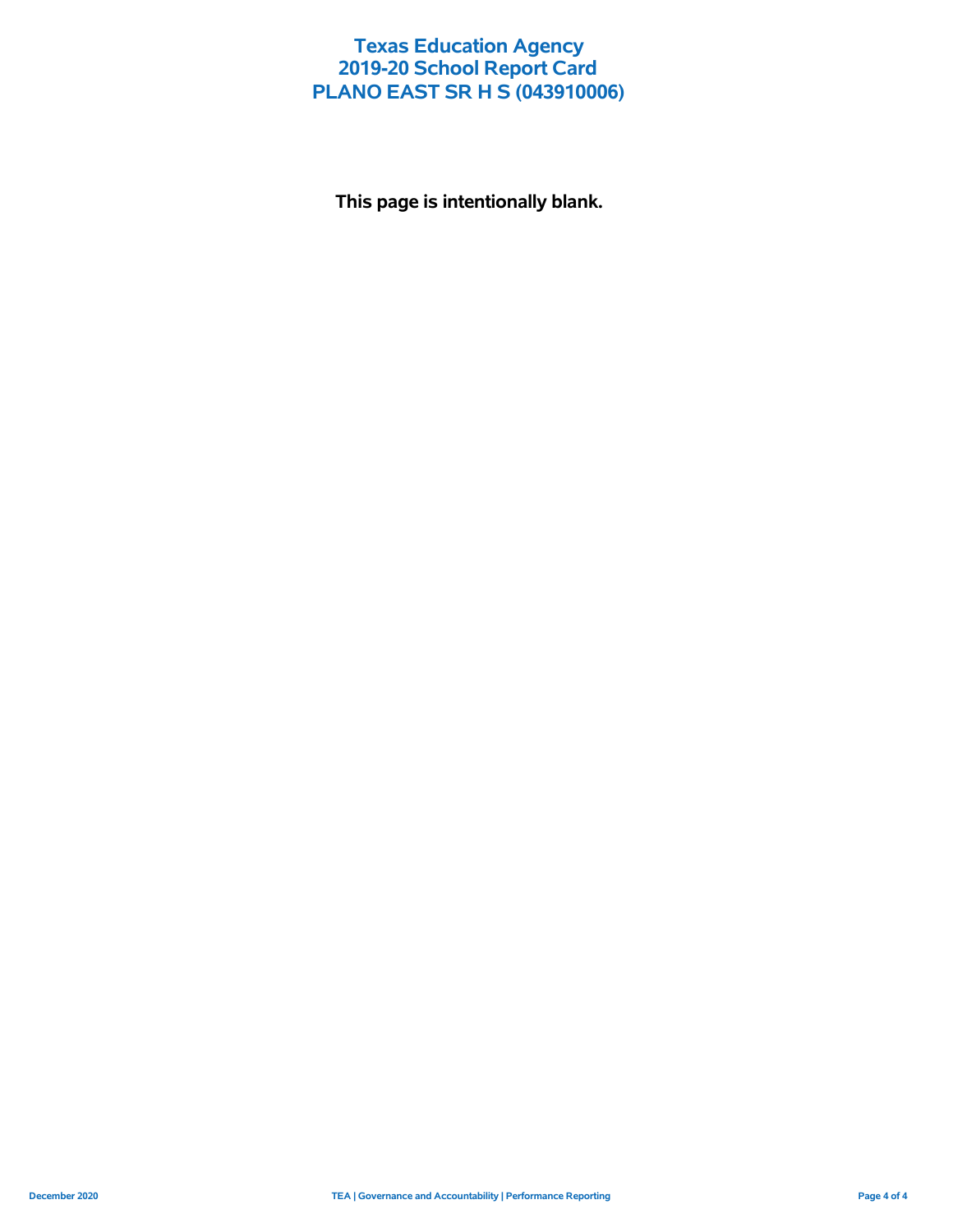# Texas Education Agency
# 2019-20 School Report Card
# PLANO EAST SR H S (043910006)

**This page is intentionally blank.**